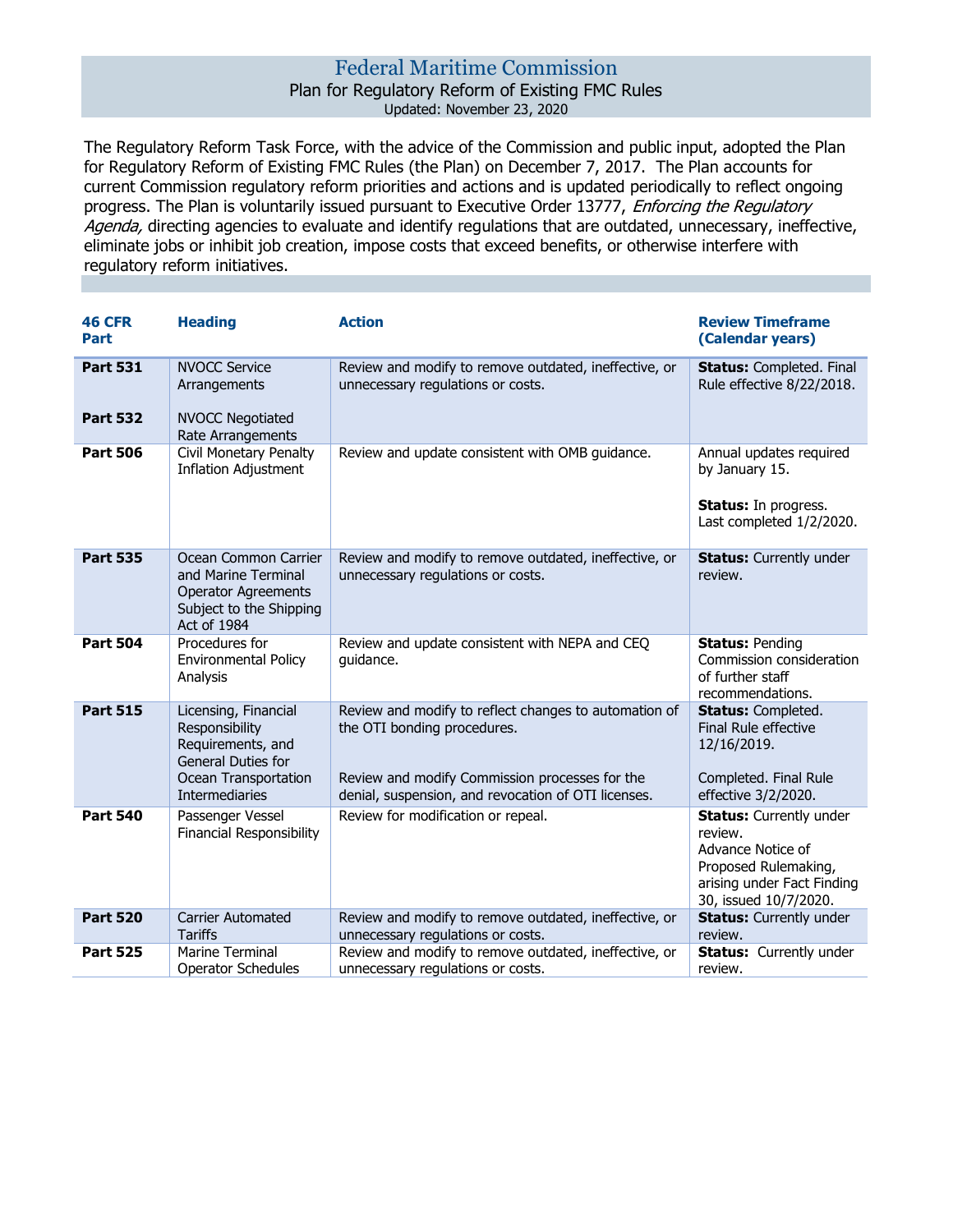# Federal Maritime Commission

## Plan for Regulatory Reform of Existing FMC Rules

Updated: November 23, 2020

The Regulatory Reform Task Force, with the advice of the Commission and public input, adopted the Plan for Regulatory Reform of Existing FMC Rules (the Plan) on December 7, 2017. The Plan accounts for current Commission regulatory reform priorities and actions and is updated periodically to reflect ongoing progress. The Plan is voluntarily issued pursuant to Executive Order 13777, *Enforcing the Regulatory Agenda,* directing agencies to evaluate and identify regulations that are outdated, unnecessary, ineffective, eliminate jobs or inhibit job creation, impose costs that exceed benefits, or otherwise interfere with regulatory reform initiatives.

| 46 CFR Part | Heading | Action | Review Timeframe (Calendar years) |
|---|---|---|---|
| **Part 531**<br><br>**Part 532** | NVOCC Service Arrangements<br><br>NVOCC Negotiated Rate Arrangements | Review and modify to remove outdated, ineffective, or unnecessary regulations or costs. | **Status:** Completed. Final Rule effective 8/22/2018. |
| **Part 506** | Civil Monetary Penalty Inflation Adjustment | Review and update consistent with OMB guidance. | Annual updates required by January 15.<br><br>**Status:** In progress. Last completed 1/2/2020. |
| **Part 535** | Ocean Common Carrier and Marine Terminal Operator Agreements Subject to the Shipping Act of 1984 | Review and modify to remove outdated, ineffective, or unnecessary regulations or costs. | **Status:** Currently under review. |
| **Part 504** | Procedures for Environmental Policy Analysis | Review and update consistent with NEPA and CEQ guidance. | **Status:** Pending Commission consideration of further staff recommendations. |
| **Part 515** | Licensing, Financial Responsibility Requirements, and General Duties for Ocean Transportation Intermediaries | Review and modify to reflect changes to automation of the OTI bonding procedures.<br><br>Review and modify Commission processes for the denial, suspension, and revocation of OTI licenses. | **Status:** Completed. Final Rule effective 12/16/2019.<br><br>Completed. Final Rule effective 3/2/2020. |
| **Part 540** | Passenger Vessel Financial Responsibility | Review for modification or repeal. | **Status:** Currently under review.<br>Advance Notice of Proposed Rulemaking, arising under Fact Finding 30, issued 10/7/2020. |
| **Part 520** | Carrier Automated Tariffs | Review and modify to remove outdated, ineffective, or unnecessary regulations or costs. | **Status:** Currently under review. |
| **Part 525** | Marine Terminal Operator Schedules | Review and modify to remove outdated, ineffective, or unnecessary regulations or costs. | **Status:** Currently under review. |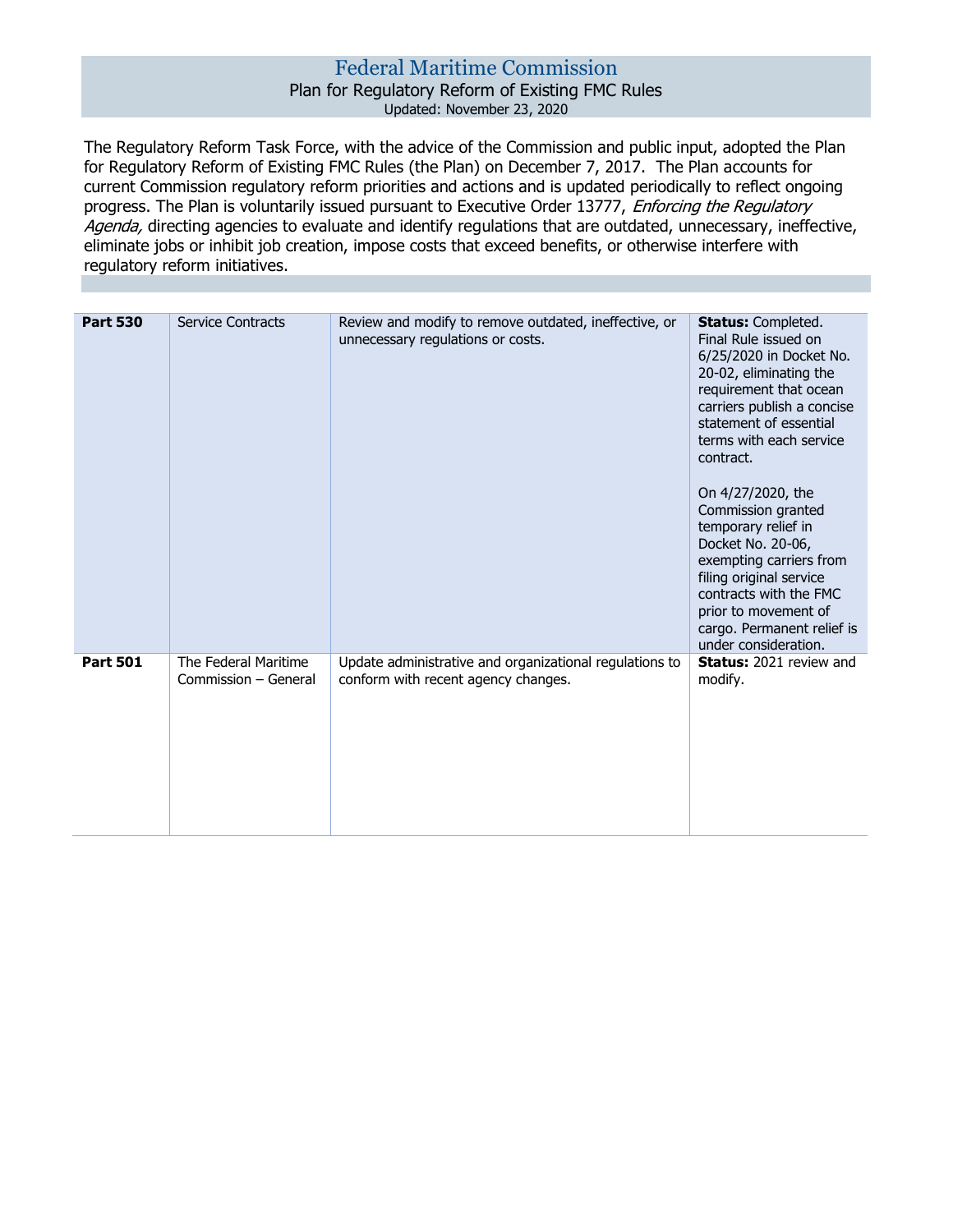# Federal Maritime Commission

Plan for Regulatory Reform of Existing FMC Rules

Updated: November 23, 2020

The Regulatory Reform Task Force, with the advice of the Commission and public input, adopted the Plan for Regulatory Reform of Existing FMC Rules (the Plan) on December 7, 2017. The Plan accounts for current Commission regulatory reform priorities and actions and is updated periodically to reflect ongoing progress. The Plan is voluntarily issued pursuant to Executive Order 13777, *Enforcing the Regulatory Agenda,* directing agencies to evaluate and identify regulations that are outdated, unnecessary, ineffective, eliminate jobs or inhibit job creation, impose costs that exceed benefits, or otherwise interfere with regulatory reform initiatives.

| | | | |
|---|---|---|---|
| **Part 530** | Service Contracts | Review and modify to remove outdated, ineffective, or unnecessary regulations or costs. | **Status:** Completed. Final Rule issued on 6/25/2020 in Docket No. 20-02, eliminating the requirement that ocean carriers publish a concise statement of essential terms with each service contract.<br><br>On 4/27/2020, the Commission granted temporary relief in Docket No. 20-06, exempting carriers from filing original service contracts with the FMC prior to movement of cargo. Permanent relief is under consideration. |
| **Part 501** | The Federal Maritime Commission – General | Update administrative and organizational regulations to conform with recent agency changes. | **Status:** 2021 review and modify. |